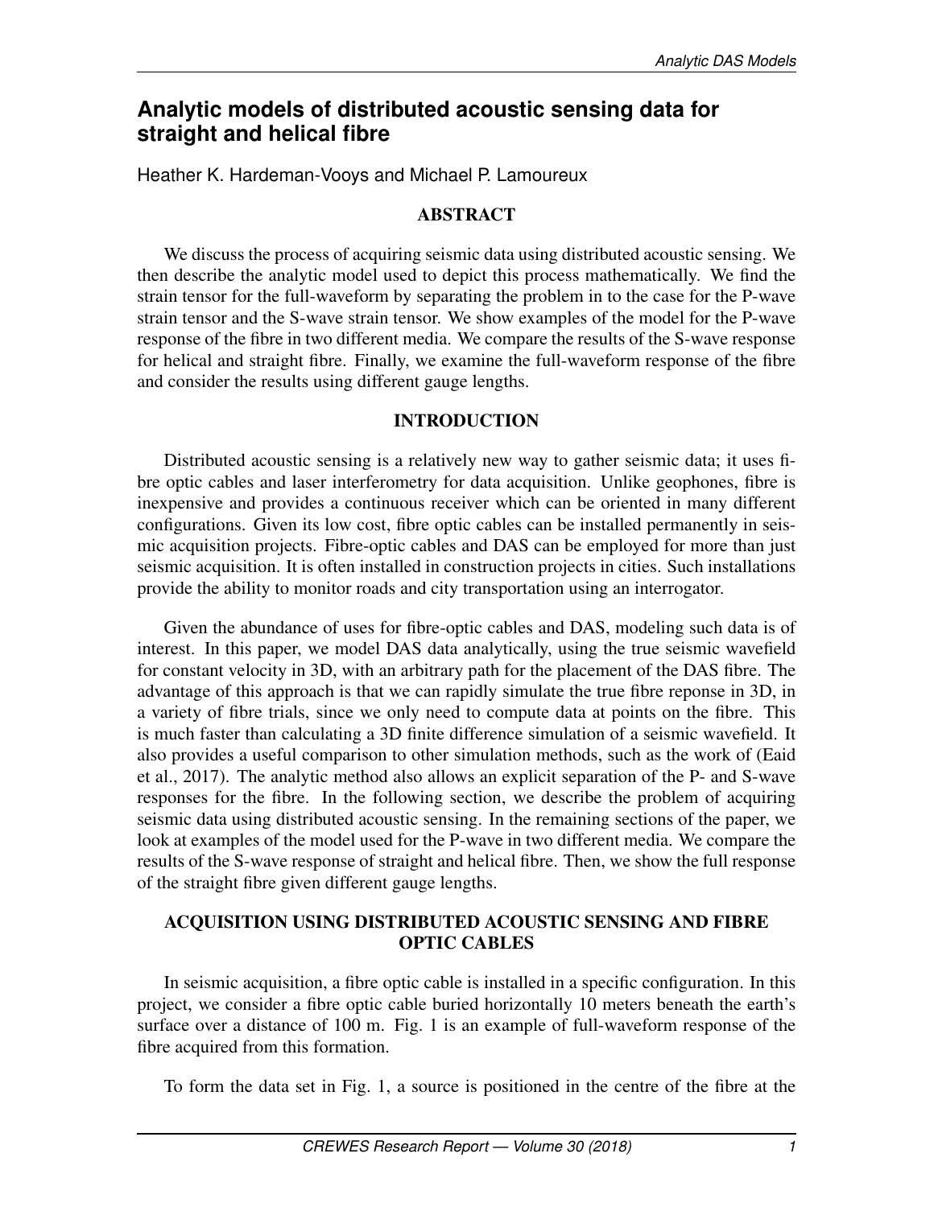# Analytic models of distributed acoustic sensing data for straight and helical fibre

Heather K. Hardeman-Vooys and Michael P. Lamoureux

## ABSTRACT

We discuss the process of acquiring seismic data using distributed acoustic sensing. We then describe the analytic model used to depict this process mathematically. We find the strain tensor for the full-waveform by separating the problem in to the case for the P-wave strain tensor and the S-wave strain tensor. We show examples of the model for the P-wave response of the fibre in two different media. We compare the results of the S-wave response for helical and straight fibre. Finally, we examine the full-waveform response of the fibre and consider the results using different gauge lengths.

## INTRODUCTION

Distributed acoustic sensing is a relatively new way to gather seismic data; it uses fibre optic cables and laser interferometry for data acquisition. Unlike geophones, fibre is inexpensive and provides a continuous receiver which can be oriented in many different configurations. Given its low cost, fibre optic cables can be installed permanently in seismic acquisition projects. Fibre-optic cables and DAS can be employed for more than just seismic acquisition. It is often installed in construction projects in cities. Such installations provide the ability to monitor roads and city transportation using an interrogator.

Given the abundance of uses for fibre-optic cables and DAS, modeling such data is of interest. In this paper, we model DAS data analytically, using the true seismic wavefield for constant velocity in 3D, with an arbitrary path for the placement of the DAS fibre. The advantage of this approach is that we can rapidly simulate the true fibre reponse in 3D, in a variety of fibre trials, since we only need to compute data at points on the fibre. This is much faster than calculating a 3D finite difference simulation of a seismic wavefield. It also provides a useful comparison to other simulation methods, such as the work of (Eaid et al., 2017). The analytic method also allows an explicit separation of the P- and S-wave responses for the fibre. In the following section, we describe the problem of acquiring seismic data using distributed acoustic sensing. In the remaining sections of the paper, we look at examples of the model used for the P-wave in two different media. We compare the results of the S-wave response of straight and helical fibre. Then, we show the full response of the straight fibre given different gauge lengths.

## ACQUISITION USING DISTRIBUTED ACOUSTIC SENSING AND FIBRE OPTIC CABLES

In seismic acquisition, a fibre optic cable is installed in a specific configuration. In this project, we consider a fibre optic cable buried horizontally 10 meters beneath the earth's surface over a distance of 100 m. Fig. 1 is an example of full-waveform response of the fibre acquired from this formation.

To form the data set in Fig. 1, a source is positioned in the centre of the fibre at the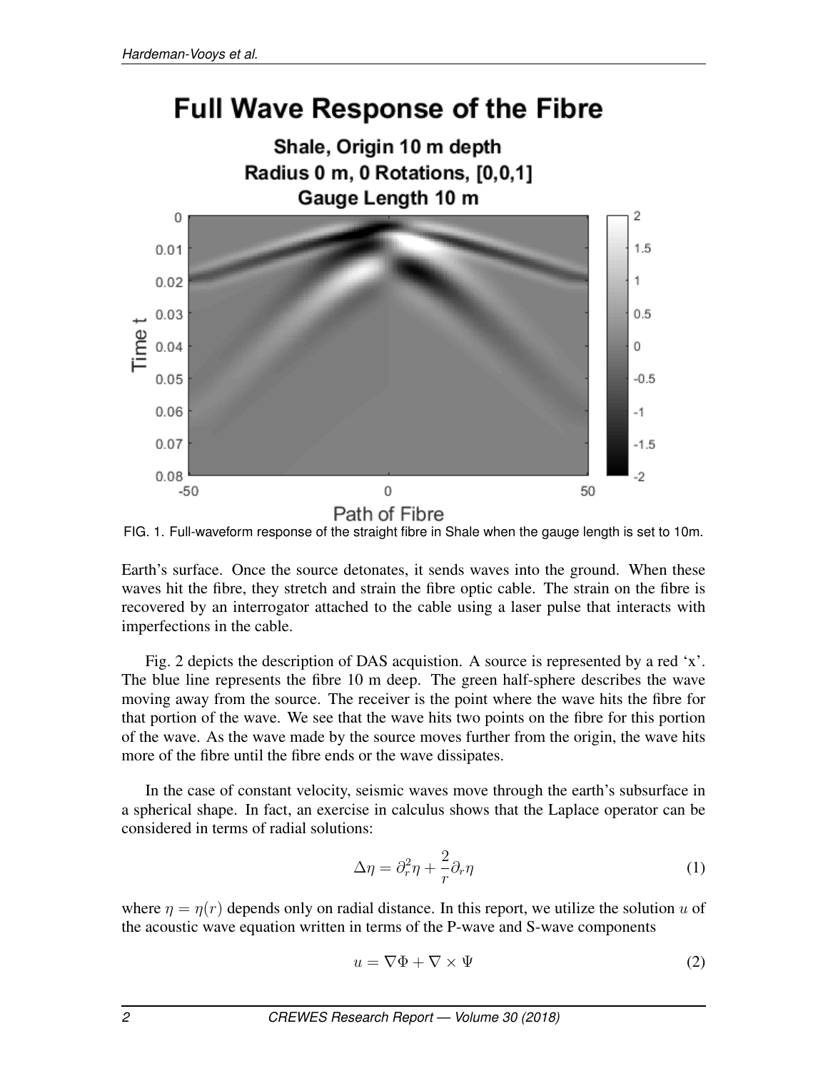FIG. 1. Full-waveform response of the straight fibre in Shale when the gauge length is set to 10m.

Earth's surface. Once the source detonates, it sends waves into the ground. When these waves hit the fibre, they stretch and strain the fibre optic cable. The strain on the fibre is recovered by an interrogator attached to the cable using a laser pulse that interacts with imperfections in the cable.

Fig. 2 depicts the description of DAS acquistion. A source is represented by a red 'x'. The blue line represents the fibre 10 m deep. The green half-sphere describes the wave moving away from the source. The receiver is the point where the wave hits the fibre for that portion of the wave. We see that the wave hits two points on the fibre for this portion of the wave. As the wave made by the source moves further from the origin, the wave hits more of the fibre until the fibre ends or the wave dissipates.

In the case of constant velocity, seismic waves move through the earth's subsurface in a spherical shape. In fact, an exercise in calculus shows that the Laplace operator can be considered in terms of radial solutions:

$$\Delta\eta = \partial_r^2\eta + \frac{2}{r}\partial_r\eta \tag{1}$$

where $\eta = \eta(r)$ depends only on radial distance. In this report, we utilize the solution $u$ of the acoustic wave equation written in terms of the P-wave and S-wave components

$$u = \nabla\Phi + \nabla \times \Psi \tag{2}$$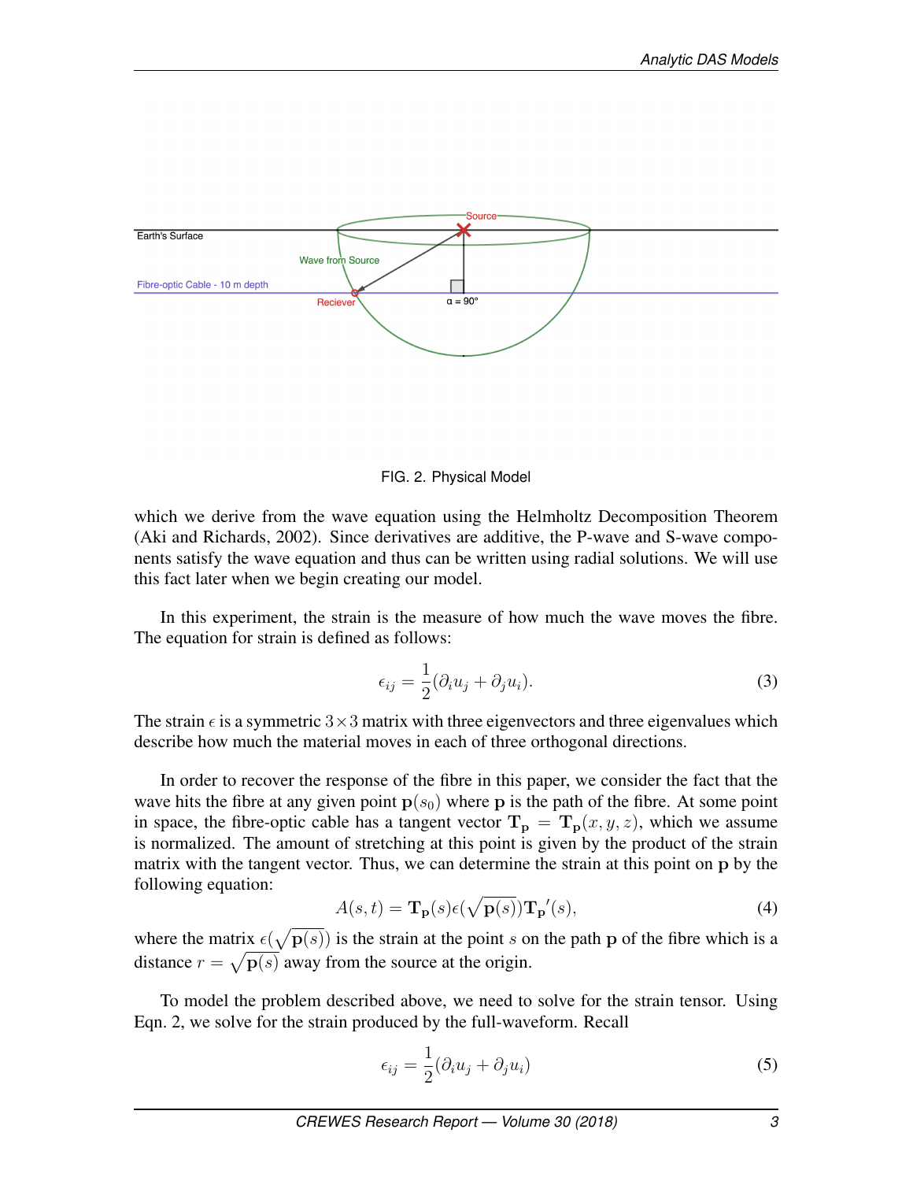FIG. 2. Physical Model

which we derive from the wave equation using the Helmholtz Decomposition Theorem (Aki and Richards, 2002). Since derivatives are additive, the P-wave and S-wave components satisfy the wave equation and thus can be written using radial solutions. We will use this fact later when we begin creating our model.

In this experiment, the strain is the measure of how much the wave moves the fibre. The equation for strain is defined as follows:

$$\epsilon_{ij} = \frac{1}{2}(\partial_i u_j + \partial_j u_i). \tag{3}$$

The strain $\epsilon$ is a symmetric $3 \times 3$ matrix with three eigenvectors and three eigenvalues which describe how much the material moves in each of three orthogonal directions.

In order to recover the response of the fibre in this paper, we consider the fact that the wave hits the fibre at any given point $\mathbf{p}(s_0)$ where $\mathbf{p}$ is the path of the fibre. At some point in space, the fibre-optic cable has a tangent vector $\mathbf{T_p} = \mathbf{T_p}(x, y, z)$, which we assume is normalized. The amount of stretching at this point is given by the product of the strain matrix with the tangent vector. Thus, we can determine the strain at this point on $\mathbf{p}$ by the following equation:

$$A(s,t) = \mathbf{T_p}(s)\epsilon(\sqrt{\mathbf{p}(s)})\mathbf{T_p}'(s), \tag{4}$$

where the matrix $\epsilon(\sqrt{\mathbf{p}(s)})$ is the strain at the point $s$ on the path $\mathbf{p}$ of the fibre which is a distance $r = \sqrt{\mathbf{p}(s)}$ away from the source at the origin.

To model the problem described above, we need to solve for the strain tensor. Using Eqn. 2, we solve for the strain produced by the full-waveform. Recall

$$\epsilon_{ij} = \frac{1}{2}(\partial_i u_j + \partial_j u_i) \tag{5}$$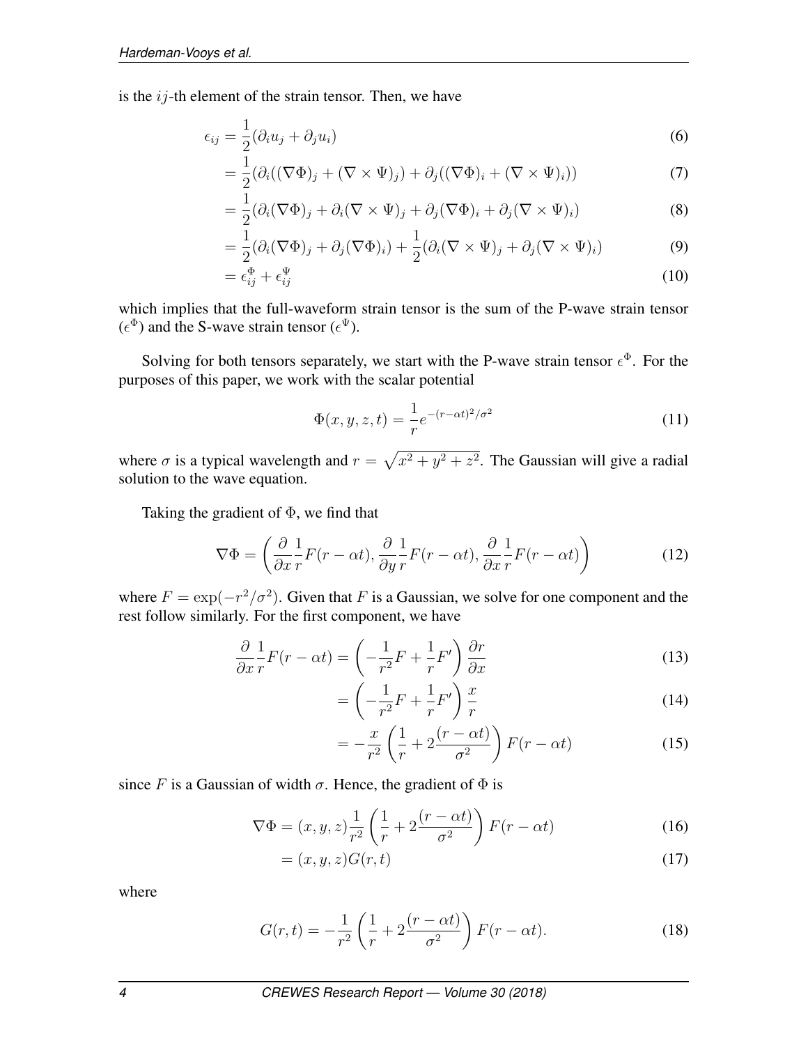is the $ij$-th element of the strain tensor. Then, we have

$$
\begin{aligned}
\epsilon_{ij} &= \frac{1}{2}(\partial_i u_j + \partial_j u_i) && (6)\\
&= \frac{1}{2}(\partial_i((\nabla\Phi)_j + (\nabla \times \Psi)_j) + \partial_j((\nabla\Phi)_i + (\nabla \times \Psi)_i)) && (7)\\
&= \frac{1}{2}(\partial_i(\nabla\Phi)_j + \partial_i(\nabla \times \Psi)_j + \partial_j(\nabla\Phi)_i + \partial_j(\nabla \times \Psi)_i) && (8)\\
&= \frac{1}{2}(\partial_i(\nabla\Phi)_j + \partial_j(\nabla\Phi)_i) + \frac{1}{2}(\partial_i(\nabla \times \Psi)_j + \partial_j(\nabla \times \Psi)_i) && (9)\\
&= \epsilon^{\Phi}_{ij} + \epsilon^{\Psi}_{ij} && (10)
\end{aligned}
$$

which implies that the full-waveform strain tensor is the sum of the P-wave strain tensor ($\epsilon^{\Phi}$) and the S-wave strain tensor ($\epsilon^{\Psi}$).

Solving for both tensors separately, we start with the P-wave strain tensor $\epsilon^{\Phi}$. For the purposes of this paper, we work with the scalar potential

$$
\Phi(x, y, z, t) = \frac{1}{r}e^{-(r-\alpha t)^2/\sigma^2} \tag{11}
$$

where $\sigma$ is a typical wavelength and $r = \sqrt{x^2 + y^2 + z^2}$. The Gaussian will give a radial solution to the wave equation.

Taking the gradient of $\Phi$, we find that

$$
\nabla\Phi = \left(\frac{\partial}{\partial x}\frac{1}{r}F(r - \alpha t), \frac{\partial}{\partial y}\frac{1}{r}F(r - \alpha t), \frac{\partial}{\partial x}\frac{1}{r}F(r - \alpha t)\right) \tag{12}
$$

where $F = \exp(-r^2/\sigma^2)$. Given that $F$ is a Gaussian, we solve for one component and the rest follow similarly. For the first component, we have

$$
\begin{aligned}
\frac{\partial}{\partial x}\frac{1}{r}F(r - \alpha t) &= \left(-\frac{1}{r^2}F + \frac{1}{r}F'\right)\frac{\partial r}{\partial x} && (13)\\
&= \left(-\frac{1}{r^2}F + \frac{1}{r}F'\right)\frac{x}{r} && (14)\\
&= -\frac{x}{r^2}\left(\frac{1}{r} + 2\frac{(r - \alpha t)}{\sigma^2}\right)F(r - \alpha t) && (15)
\end{aligned}
$$

since $F$ is a Gaussian of width $\sigma$. Hence, the gradient of $\Phi$ is

$$
\begin{aligned}
\nabla\Phi &= (x, y, z)\frac{1}{r^2}\left(\frac{1}{r} + 2\frac{(r - \alpha t)}{\sigma^2}\right)F(r - \alpha t) && (16)\\
&= (x, y, z)G(r, t) && (17)
\end{aligned}
$$

where

$$
G(r, t) = -\frac{1}{r^2}\left(\frac{1}{r} + 2\frac{(r - \alpha t)}{\sigma^2}\right)F(r - \alpha t). \tag{18}
$$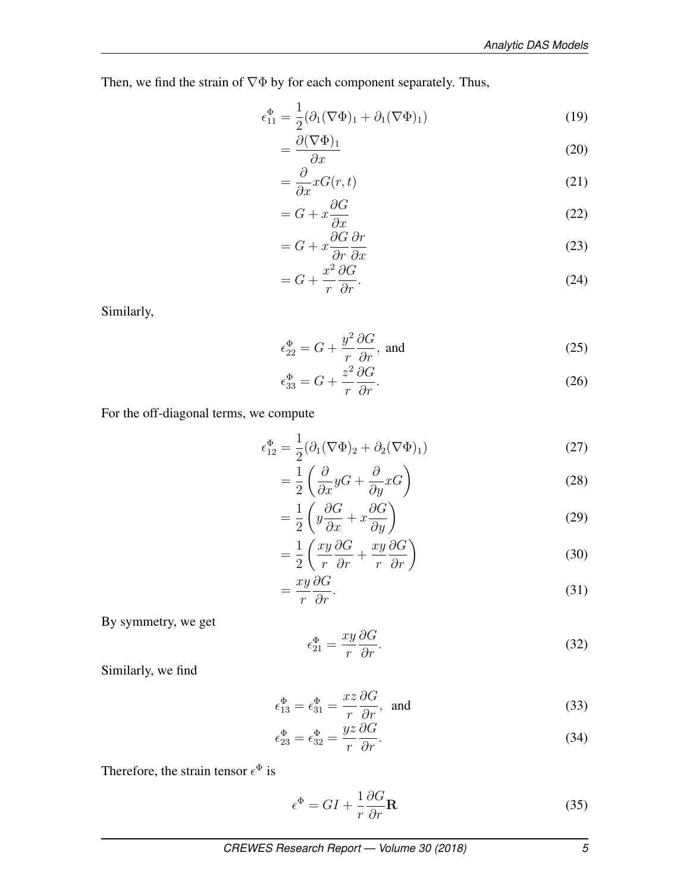Then, we find the strain of $\nabla\Phi$ by for each component separately. Thus,

$$
\begin{aligned}
\epsilon_{11}^{\Phi} &= \frac{1}{2}(\partial_1(\nabla\Phi)_1 + \partial_1(\nabla\Phi)_1) && (19)\\
&= \frac{\partial(\nabla\Phi)_1}{\partial x} && (20)\\
&= \frac{\partial}{\partial x} xG(r,t) && (21)\\
&= G + x\frac{\partial G}{\partial x} && (22)\\
&= G + x\frac{\partial G}{\partial r}\frac{\partial r}{\partial x} && (23)\\
&= G + \frac{x^2}{r}\frac{\partial G}{\partial r}. && (24)
\end{aligned}
$$

Similarly,

$$
\begin{aligned}
\epsilon_{22}^{\Phi} &= G + \frac{y^2}{r}\frac{\partial G}{\partial r}, \text{ and} && (25)\\
\epsilon_{33}^{\Phi} &= G + \frac{z^2}{r}\frac{\partial G}{\partial r}. && (26)
\end{aligned}
$$

For the off-diagonal terms, we compute

$$
\begin{aligned}
\epsilon_{12}^{\Phi} &= \frac{1}{2}(\partial_1(\nabla\Phi)_2 + \partial_2(\nabla\Phi)_1) && (27)\\
&= \frac{1}{2}\left(\frac{\partial}{\partial x} yG + \frac{\partial}{\partial y} xG\right) && (28)\\
&= \frac{1}{2}\left(y\frac{\partial G}{\partial x} + x\frac{\partial G}{\partial y}\right) && (29)\\
&= \frac{1}{2}\left(\frac{xy}{r}\frac{\partial G}{\partial r} + \frac{xy}{r}\frac{\partial G}{\partial r}\right) && (30)\\
&= \frac{xy}{r}\frac{\partial G}{\partial r}. && (31)
\end{aligned}
$$

By symmetry, we get

$$
\epsilon_{21}^{\Phi} = \frac{xy}{r}\frac{\partial G}{\partial r}. \quad (32)
$$

Similarly, we find

$$
\begin{aligned}
\epsilon_{13}^{\Phi} = \epsilon_{31}^{\Phi} &= \frac{xz}{r}\frac{\partial G}{\partial r}, \text{ and} && (33)\\
\epsilon_{23}^{\Phi} = \epsilon_{32}^{\Phi} &= \frac{yz}{r}\frac{\partial G}{\partial r}. && (34)
\end{aligned}
$$

Therefore, the strain tensor $\epsilon^{\Phi}$ is

$$
\epsilon^{\Phi} = GI + \frac{1}{r}\frac{\partial G}{\partial r}\mathbf{R} \quad (35)
$$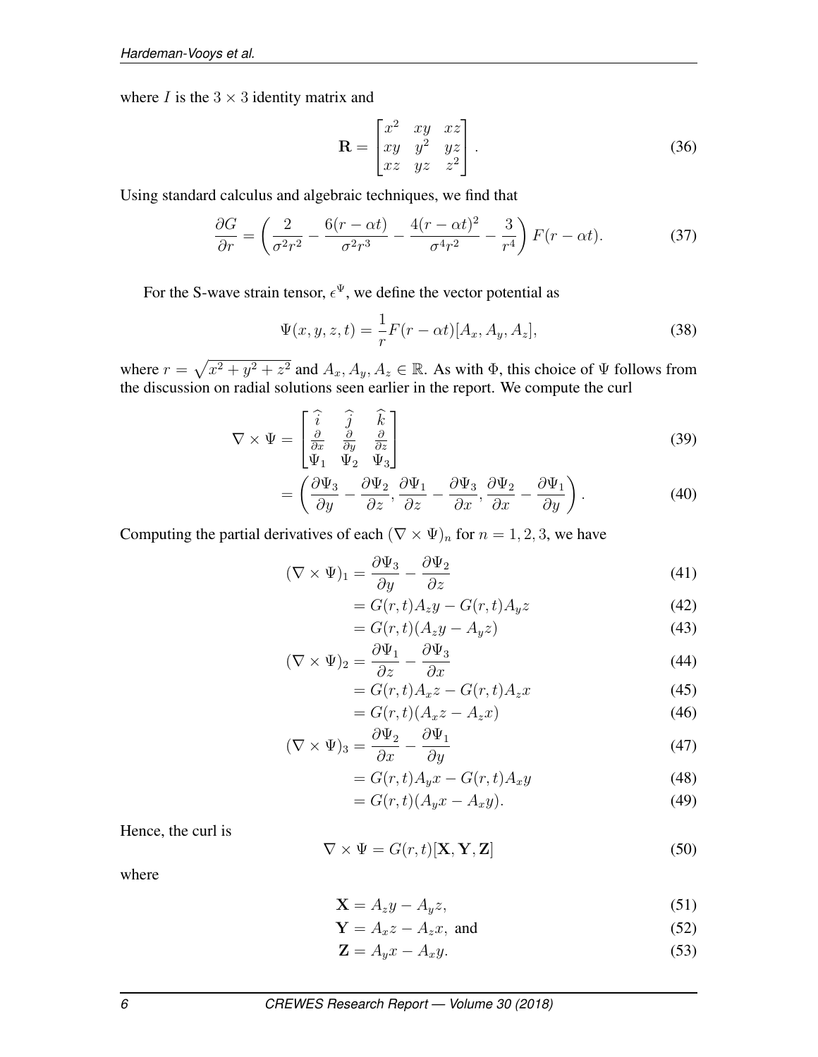where $I$ is the $3 \times 3$ identity matrix and

$$\mathbf{R} = \begin{bmatrix} x^2 & xy & xz \\ xy & y^2 & yz \\ xz & yz & z^2 \end{bmatrix}. \tag{36}$$

Using standard calculus and algebraic techniques, we find that

$$\frac{\partial G}{\partial r} = \left( \frac{2}{\sigma^2 r^2} - \frac{6(r - \alpha t)}{\sigma^2 r^3} - \frac{4(r - \alpha t)^2}{\sigma^4 r^2} - \frac{3}{r^4} \right) F(r - \alpha t). \tag{37}$$

For the S-wave strain tensor, $\epsilon^{\Psi}$, we define the vector potential as

$$\Psi(x, y, z, t) = \frac{1}{r} F(r - \alpha t)[A_x, A_y, A_z], \tag{38}$$

where $r = \sqrt{x^2 + y^2 + z^2}$ and $A_x, A_y, A_z \in \mathbb{R}$. As with $\Phi$, this choice of $\Psi$ follows from the discussion on radial solutions seen earlier in the report. We compute the curl

$$\nabla \times \Psi = \begin{bmatrix} \widehat{i} & \widehat{j} & \widehat{k} \\ \frac{\partial}{\partial x} & \frac{\partial}{\partial y} & \frac{\partial}{\partial z} \\ \Psi_1 & \Psi_2 & \Psi_3 \end{bmatrix} \tag{39}$$

$$= \left( \frac{\partial \Psi_3}{\partial y} - \frac{\partial \Psi_2}{\partial z}, \frac{\partial \Psi_1}{\partial z} - \frac{\partial \Psi_3}{\partial x}, \frac{\partial \Psi_2}{\partial x} - \frac{\partial \Psi_1}{\partial y} \right). \tag{40}$$

Computing the partial derivatives of each $(\nabla \times \Psi)_n$ for $n = 1, 2, 3$, we have

$$(\nabla \times \Psi)_1 = \frac{\partial \Psi_3}{\partial y} - \frac{\partial \Psi_2}{\partial z} \tag{41}$$

$$= G(r, t) A_z y - G(r, t) A_y z \tag{42}$$

$$= G(r, t)(A_z y - A_y z) \tag{43}$$

$$(\nabla \times \Psi)_2 = \frac{\partial \Psi_1}{\partial z} - \frac{\partial \Psi_3}{\partial x} \tag{44}$$

$$= G(r, t) A_x z - G(r, t) A_z x \tag{45}$$

$$= G(r, t)(A_x z - A_z x) \tag{46}$$

$$(\nabla \times \Psi)_3 = \frac{\partial \Psi_2}{\partial x} - \frac{\partial \Psi_1}{\partial y} \tag{47}$$

$$= G(r, t) A_y x - G(r, t) A_x y \tag{48}$$

$$= G(r, t)(A_y x - A_x y). \tag{49}$$

Hence, the curl is

$$\nabla \times \Psi = G(r, t)[\mathbf{X}, \mathbf{Y}, \mathbf{Z}] \tag{50}$$

where

$$\mathbf{X} = A_z y - A_y z, \tag{51}$$

$$\mathbf{Y} = A_x z - A_z x, \text{ and} \tag{52}$$

$$\mathbf{Z} = A_y x - A_x y. \tag{53}$$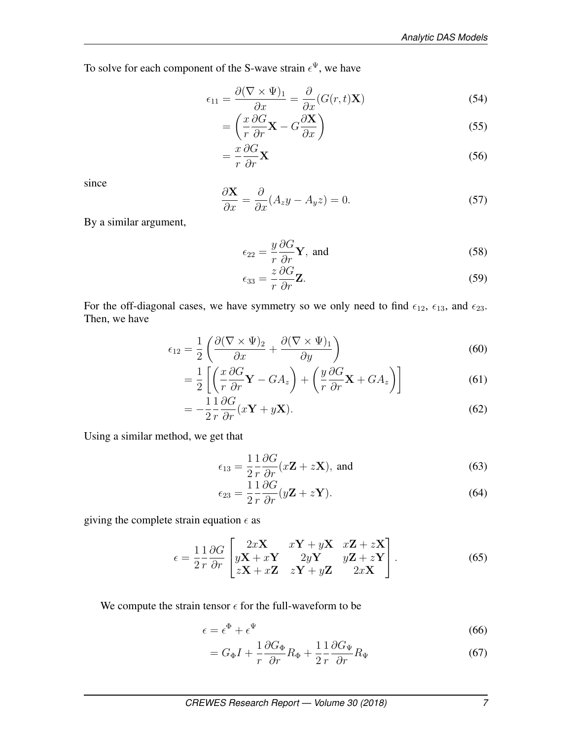To solve for each component of the S-wave strain $\epsilon^{\Psi}$, we have

$$\epsilon_{11} = \frac{\partial(\nabla \times \Psi)_1}{\partial x} = \frac{\partial}{\partial x}(G(r,t)\mathbf{X}) \tag{54}$$

$$= \left(\frac{x}{r}\frac{\partial G}{\partial r}\mathbf{X} - G\frac{\partial \mathbf{X}}{\partial x}\right) \tag{55}$$

$$= \frac{x}{r}\frac{\partial G}{\partial r}\mathbf{X} \tag{56}$$

since

$$\frac{\partial \mathbf{X}}{\partial x} = \frac{\partial}{\partial x}(A_z y - A_y z) = 0. \tag{57}$$

By a similar argument,

$$\epsilon_{22} = \frac{y}{r}\frac{\partial G}{\partial r}\mathbf{Y}, \text{ and} \tag{58}$$

$$\epsilon_{33} = \frac{z}{r}\frac{\partial G}{\partial r}\mathbf{Z}. \tag{59}$$

For the off-diagonal cases, we have symmetry so we only need to find $\epsilon_{12}$, $\epsilon_{13}$, and $\epsilon_{23}$. Then, we have

$$\epsilon_{12} = \frac{1}{2}\left(\frac{\partial(\nabla \times \Psi)_2}{\partial x} + \frac{\partial(\nabla \times \Psi)_1}{\partial y}\right) \tag{60}$$

$$= \frac{1}{2}\left[\left(\frac{x}{r}\frac{\partial G}{\partial r}\mathbf{Y} - GA_z\right) + \left(\frac{y}{r}\frac{\partial G}{\partial r}\mathbf{X} + GA_z\right)\right] \tag{61}$$

$$= -\frac{1}{2}\frac{1}{r}\frac{\partial G}{\partial r}(x\mathbf{Y} + y\mathbf{X}). \tag{62}$$

Using a similar method, we get that

$$\epsilon_{13} = \frac{1}{2}\frac{1}{r}\frac{\partial G}{\partial r}(x\mathbf{Z} + z\mathbf{X}), \text{ and} \tag{63}$$

$$\epsilon_{23} = \frac{1}{2}\frac{1}{r}\frac{\partial G}{\partial r}(y\mathbf{Z} + z\mathbf{Y}). \tag{64}$$

giving the complete strain equation $\epsilon$ as

$$\epsilon = \frac{1}{2}\frac{1}{r}\frac{\partial G}{\partial r}\begin{bmatrix} 2x\mathbf{X} & x\mathbf{Y} + y\mathbf{X} & x\mathbf{Z} + z\mathbf{X} \\ y\mathbf{X} + x\mathbf{Y} & 2y\mathbf{Y} & y\mathbf{Z} + z\mathbf{Y} \\ z\mathbf{X} + x\mathbf{Z} & z\mathbf{Y} + y\mathbf{Z} & 2x\mathbf{X} \end{bmatrix}. \tag{65}$$

We compute the strain tensor $\epsilon$ for the full-waveform to be

$$\epsilon = \epsilon^{\Phi} + \epsilon^{\Psi} \tag{66}$$

$$= G_{\Phi}I + \frac{1}{r}\frac{\partial G_{\Phi}}{\partial r}R_{\Phi} + \frac{1}{2}\frac{1}{r}\frac{\partial G_{\Psi}}{\partial r}R_{\Psi} \tag{67}$$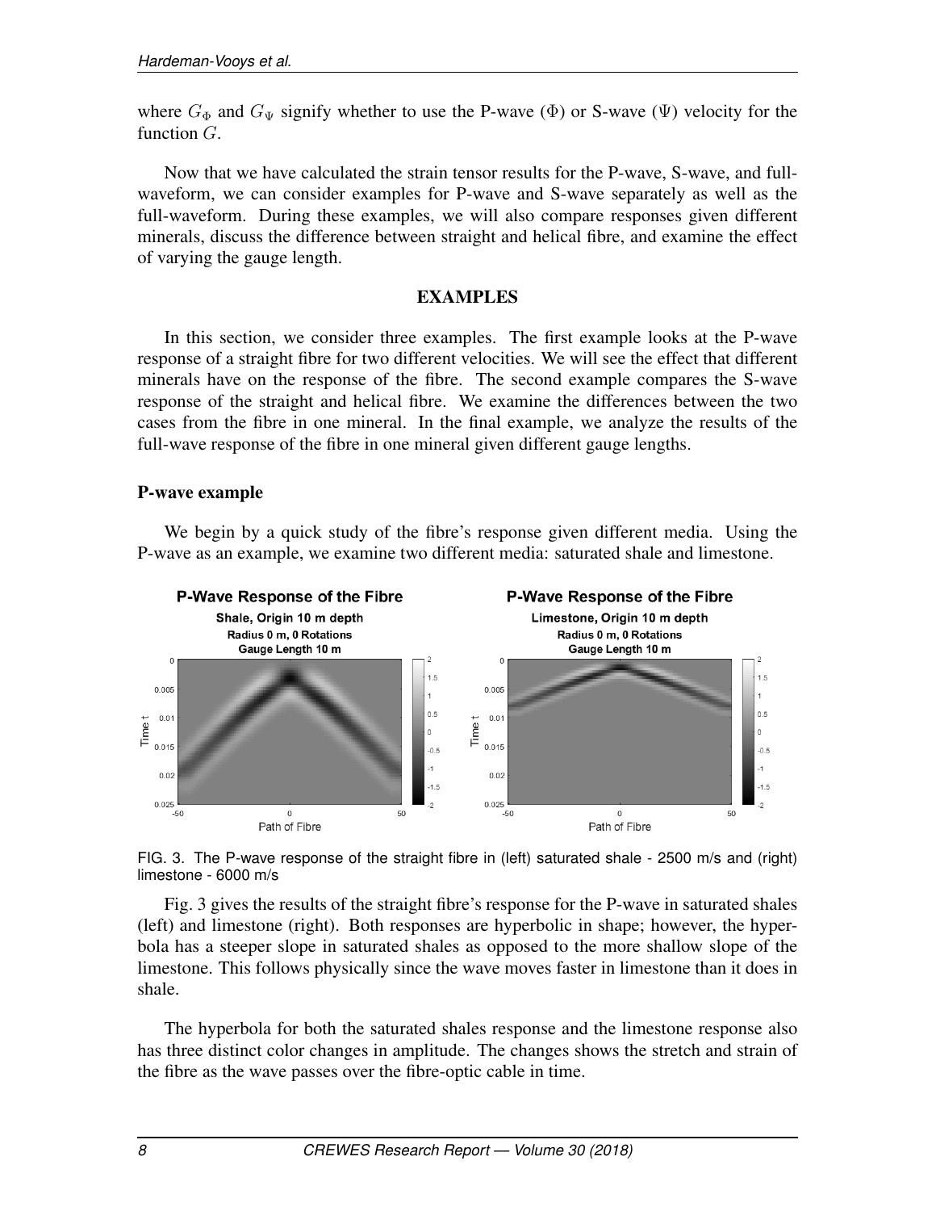where $G_\Phi$ and $G_\Psi$ signify whether to use the P-wave ($\Phi$) or S-wave ($\Psi$) velocity for the function $G$.

Now that we have calculated the strain tensor results for the P-wave, S-wave, and full-waveform, we can consider examples for P-wave and S-wave separately as well as the full-waveform. During these examples, we will also compare responses given different minerals, discuss the difference between straight and helical fibre, and examine the effect of varying the gauge length.

## EXAMPLES

In this section, we consider three examples. The first example looks at the P-wave response of a straight fibre for two different velocities. We will see the effect that different minerals have on the response of the fibre. The second example compares the S-wave response of the straight and helical fibre. We examine the differences between the two cases from the fibre in one mineral. In the final example, we analyze the results of the full-wave response of the fibre in one mineral given different gauge lengths.

### P-wave example

We begin by a quick study of the fibre's response given different media. Using the P-wave as an example, we examine two different media: saturated shale and limestone.

FIG. 3. The P-wave response of the straight fibre in (left) saturated shale - 2500 m/s and (right) limestone - 6000 m/s

Fig. 3 gives the results of the straight fibre's response for the P-wave in saturated shales (left) and limestone (right). Both responses are hyperbolic in shape; however, the hyperbola has a steeper slope in saturated shales as opposed to the more shallow slope of the limestone. This follows physically since the wave moves faster in limestone than it does in shale.

The hyperbola for both the saturated shales response and the limestone response also has three distinct color changes in amplitude. The changes shows the stretch and strain of the fibre as the wave passes over the fibre-optic cable in time.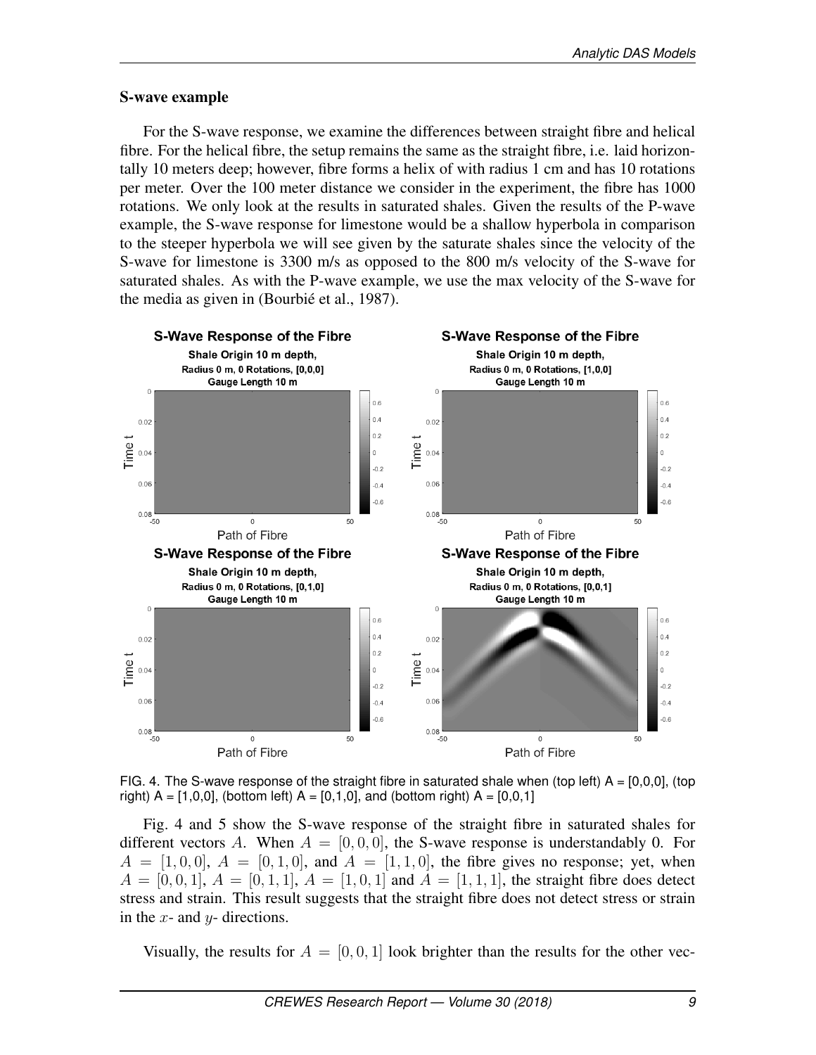### S-wave example

For the S-wave response, we examine the differences between straight fibre and helical fibre. For the helical fibre, the setup remains the same as the straight fibre, i.e. laid horizontally 10 meters deep; however, fibre forms a helix of with radius 1 cm and has 10 rotations per meter. Over the 100 meter distance we consider in the experiment, the fibre has 1000 rotations. We only look at the results in saturated shales. Given the results of the P-wave example, the S-wave response for limestone would be a shallow hyperbola in comparison to the steeper hyperbola we will see given by the saturate shales since the velocity of the S-wave for limestone is 3300 m/s as opposed to the 800 m/s velocity of the S-wave for saturated shales. As with the P-wave example, we use the max velocity of the S-wave for the media as given in (Bourbié et al., 1987).

FIG. 4. The S-wave response of the straight fibre in saturated shale when (top left) A = [0,0,0], (top right) A = [1,0,0], (bottom left) A = [0,1,0], and (bottom right) A = [0,0,1]

Fig. 4 and 5 show the S-wave response of the straight fibre in saturated shales for different vectors $A$. When $A = [0, 0, 0]$, the S-wave response is understandably 0. For $A = [1, 0, 0]$, $A = [0, 1, 0]$, and $A = [1, 1, 0]$, the fibre gives no response; yet, when $A = [0, 0, 1]$, $A = [0, 1, 1]$, $A = [1, 0, 1]$ and $A = [1, 1, 1]$, the straight fibre does detect stress and strain. This result suggests that the straight fibre does not detect stress or strain in the $x$- and $y$- directions.

Visually, the results for $A = [0, 0, 1]$ look brighter than the results for the other vec-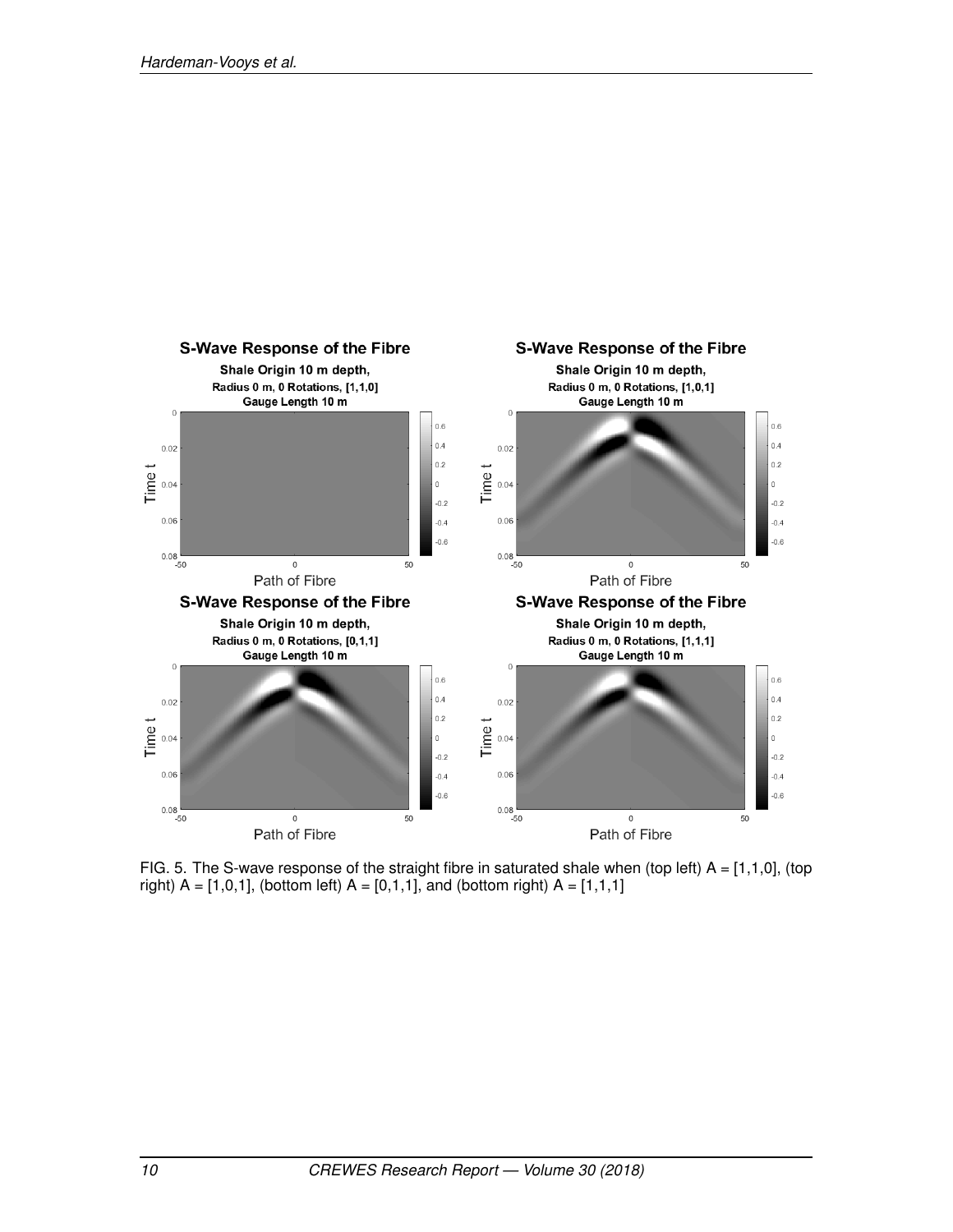FIG. 5. The S-wave response of the straight fibre in saturated shale when (top left) A = [1,1,0], (top right) A = [1,0,1], (bottom left) A = [0,1,1], and (bottom right) A = [1,1,1]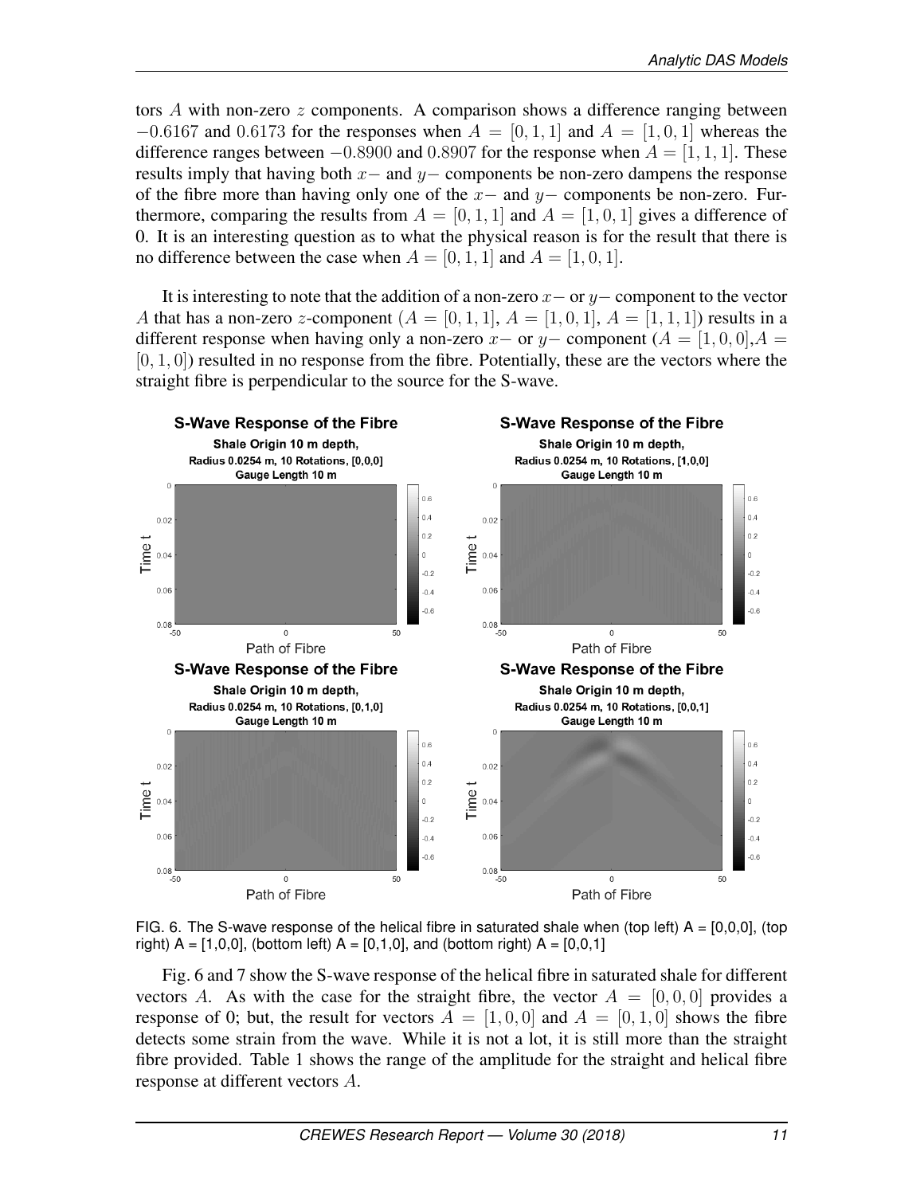tors $A$ with non-zero $z$ components. A comparison shows a difference ranging between $-0.6167$ and $0.6173$ for the responses when $A = [0, 1, 1]$ and $A = [1, 0, 1]$ whereas the difference ranges between $-0.8900$ and $0.8907$ for the response when $A = [1, 1, 1]$. These results imply that having both $x-$ and $y-$ components be non-zero dampens the response of the fibre more than having only one of the $x-$ and $y-$ components be non-zero. Furthermore, comparing the results from $A = [0, 1, 1]$ and $A = [1, 0, 1]$ gives a difference of 0. It is an interesting question as to what the physical reason is for the result that there is no difference between the case when $A = [0, 1, 1]$ and $A = [1, 0, 1]$.

It is interesting to note that the addition of a non-zero $x-$ or $y-$ component to the vector $A$ that has a non-zero $z$-component ($A = [0, 1, 1]$, $A = [1, 0, 1]$, $A = [1, 1, 1]$) results in a different response when having only a non-zero $x-$ or $y-$ component ($A = [1, 0, 0]$,$A = [0, 1, 0]$) resulted in no response from the fibre. Potentially, these are the vectors where the straight fibre is perpendicular to the source for the S-wave.

FIG. 6. The S-wave response of the helical fibre in saturated shale when (top left) A = [0,0,0], (top right) A = [1,0,0], (bottom left) A = [0,1,0], and (bottom right) A = [0,0,1]

Fig. 6 and 7 show the S-wave response of the helical fibre in saturated shale for different vectors $A$. As with the case for the straight fibre, the vector $A = [0, 0, 0]$ provides a response of 0; but, the result for vectors $A = [1, 0, 0]$ and $A = [0, 1, 0]$ shows the fibre detects some strain from the wave. While it is not a lot, it is still more than the straight fibre provided. Table 1 shows the range of the amplitude for the straight and helical fibre response at different vectors $A$.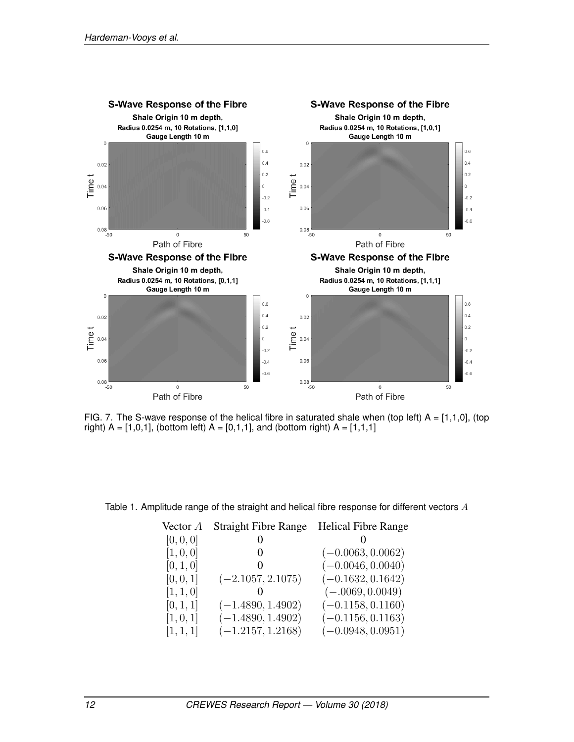FIG. 7. The S-wave response of the helical fibre in saturated shale when (top left) A = [1,1,0], (top right) A = [1,0,1], (bottom left) A = [0,1,1], and (bottom right) A = [1,1,1]

Table 1. Amplitude range of the straight and helical fibre response for different vectors $A$

| Vector $A$ | Straight Fibre Range | Helical Fibre Range |
|---|---|---|
| $[0, 0, 0]$ | $0$ | $0$ |
| $[1, 0, 0]$ | $0$ | $(-0.0063, 0.0062)$ |
| $[0, 1, 0]$ | $0$ | $(-0.0046, 0.0040)$ |
| $[0, 0, 1]$ | $(-2.1057, 2.1075)$ | $(-0.1632, 0.1642)$ |
| $[1, 1, 0]$ | $0$ | $(-.0069, 0.0049)$ |
| $[0, 1, 1]$ | $(-1.4890, 1.4902)$ | $(-0.1158, 0.1160)$ |
| $[1, 0, 1]$ | $(-1.4890, 1.4902)$ | $(-0.1156, 0.1163)$ |
| $[1, 1, 1]$ | $(-1.2157, 1.2168)$ | $(-0.0948, 0.0951)$ |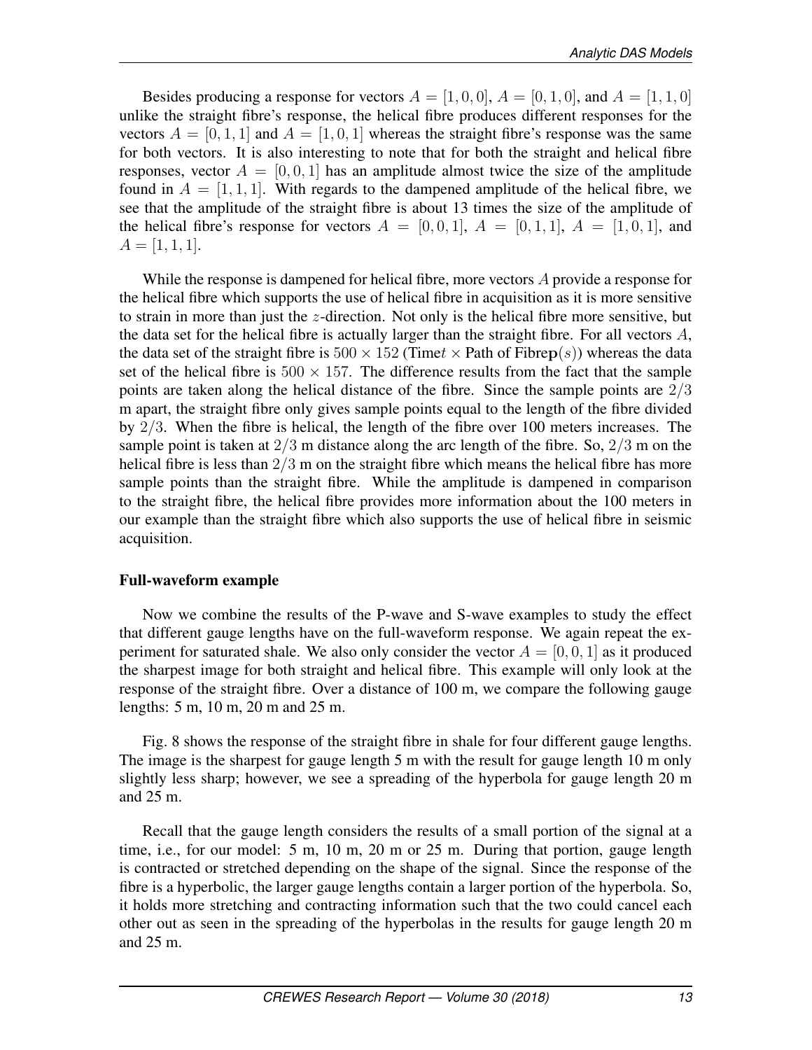Besides producing a response for vectors $A = [1, 0, 0]$, $A = [0, 1, 0]$, and $A = [1, 1, 0]$ unlike the straight fibre's response, the helical fibre produces different responses for the vectors $A = [0, 1, 1]$ and $A = [1, 0, 1]$ whereas the straight fibre's response was the same for both vectors. It is also interesting to note that for both the straight and helical fibre responses, vector $A = [0, 0, 1]$ has an amplitude almost twice the size of the amplitude found in $A = [1, 1, 1]$. With regards to the dampened amplitude of the helical fibre, we see that the amplitude of the straight fibre is about 13 times the size of the amplitude of the helical fibre's response for vectors $A = [0, 0, 1]$, $A = [0, 1, 1]$, $A = [1, 0, 1]$, and $A = [1, 1, 1]$.

While the response is dampened for helical fibre, more vectors $A$ provide a response for the helical fibre which supports the use of helical fibre in acquisition as it is more sensitive to strain in more than just the $z$-direction. Not only is the helical fibre more sensitive, but the data set for the helical fibre is actually larger than the straight fibre. For all vectors $A$, the data set of the straight fibre is $500 \times 152$ (Time$t$ $\times$ Path of Fibre$\mathbf{p}(s)$) whereas the data set of the helical fibre is $500 \times 157$. The difference results from the fact that the sample points are taken along the helical distance of the fibre. Since the sample points are $2/3$ m apart, the straight fibre only gives sample points equal to the length of the fibre divided by $2/3$. When the fibre is helical, the length of the fibre over 100 meters increases. The sample point is taken at $2/3$ m distance along the arc length of the fibre. So, $2/3$ m on the helical fibre is less than $2/3$ m on the straight fibre which means the helical fibre has more sample points than the straight fibre. While the amplitude is dampened in comparison to the straight fibre, the helical fibre provides more information about the 100 meters in our example than the straight fibre which also supports the use of helical fibre in seismic acquisition.

### Full-waveform example

Now we combine the results of the P-wave and S-wave examples to study the effect that different gauge lengths have on the full-waveform response. We again repeat the experiment for saturated shale. We also only consider the vector $A = [0, 0, 1]$ as it produced the sharpest image for both straight and helical fibre. This example will only look at the response of the straight fibre. Over a distance of 100 m, we compare the following gauge lengths: 5 m, 10 m, 20 m and 25 m.

Fig. 8 shows the response of the straight fibre in shale for four different gauge lengths. The image is the sharpest for gauge length 5 m with the result for gauge length 10 m only slightly less sharp; however, we see a spreading of the hyperbola for gauge length 20 m and 25 m.

Recall that the gauge length considers the results of a small portion of the signal at a time, i.e., for our model: 5 m, 10 m, 20 m or 25 m. During that portion, gauge length is contracted or stretched depending on the shape of the signal. Since the response of the fibre is a hyperbolic, the larger gauge lengths contain a larger portion of the hyperbola. So, it holds more stretching and contracting information such that the two could cancel each other out as seen in the spreading of the hyperbolas in the results for gauge length 20 m and 25 m.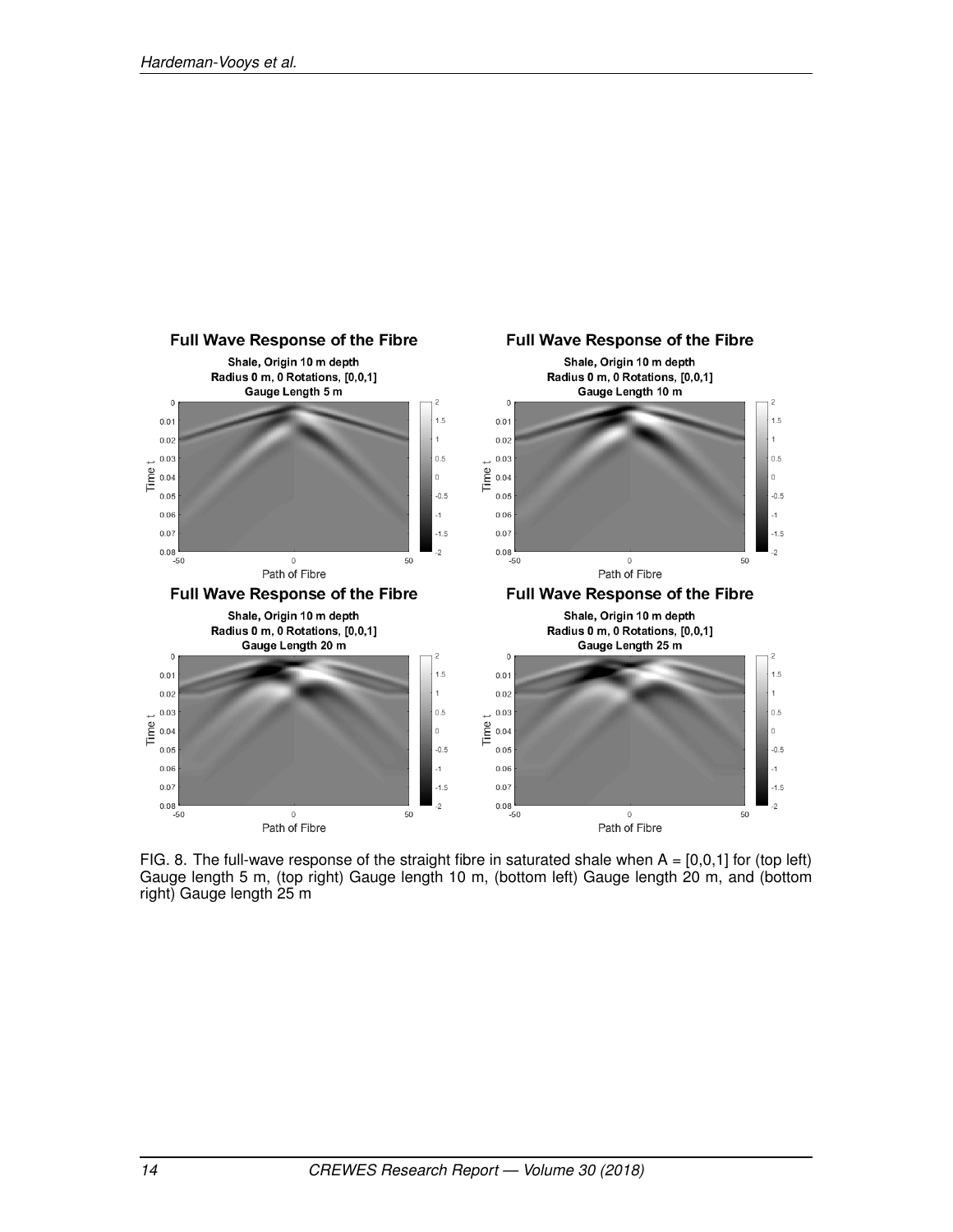FIG. 8. The full-wave response of the straight fibre in saturated shale when A = [0,0,1] for (top left) Gauge length 5 m, (top right) Gauge length 10 m, (bottom left) Gauge length 20 m, and (bottom right) Gauge length 25 m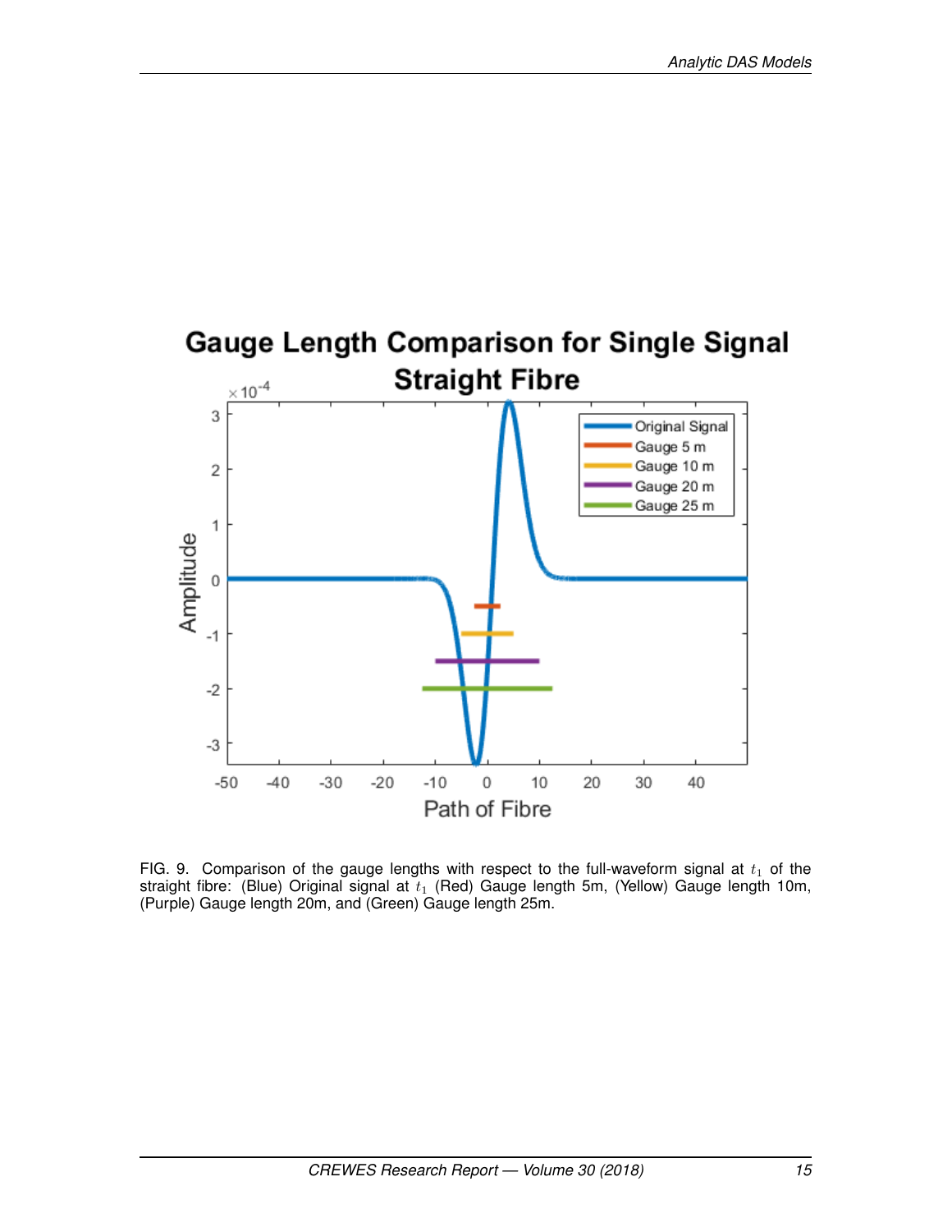FIG. 9. Comparison of the gauge lengths with respect to the full-waveform signal at $t_1$ of the straight fibre: (Blue) Original signal at $t_1$ (Red) Gauge length 5m, (Yellow) Gauge length 10m, (Purple) Gauge length 20m, and (Green) Gauge length 25m.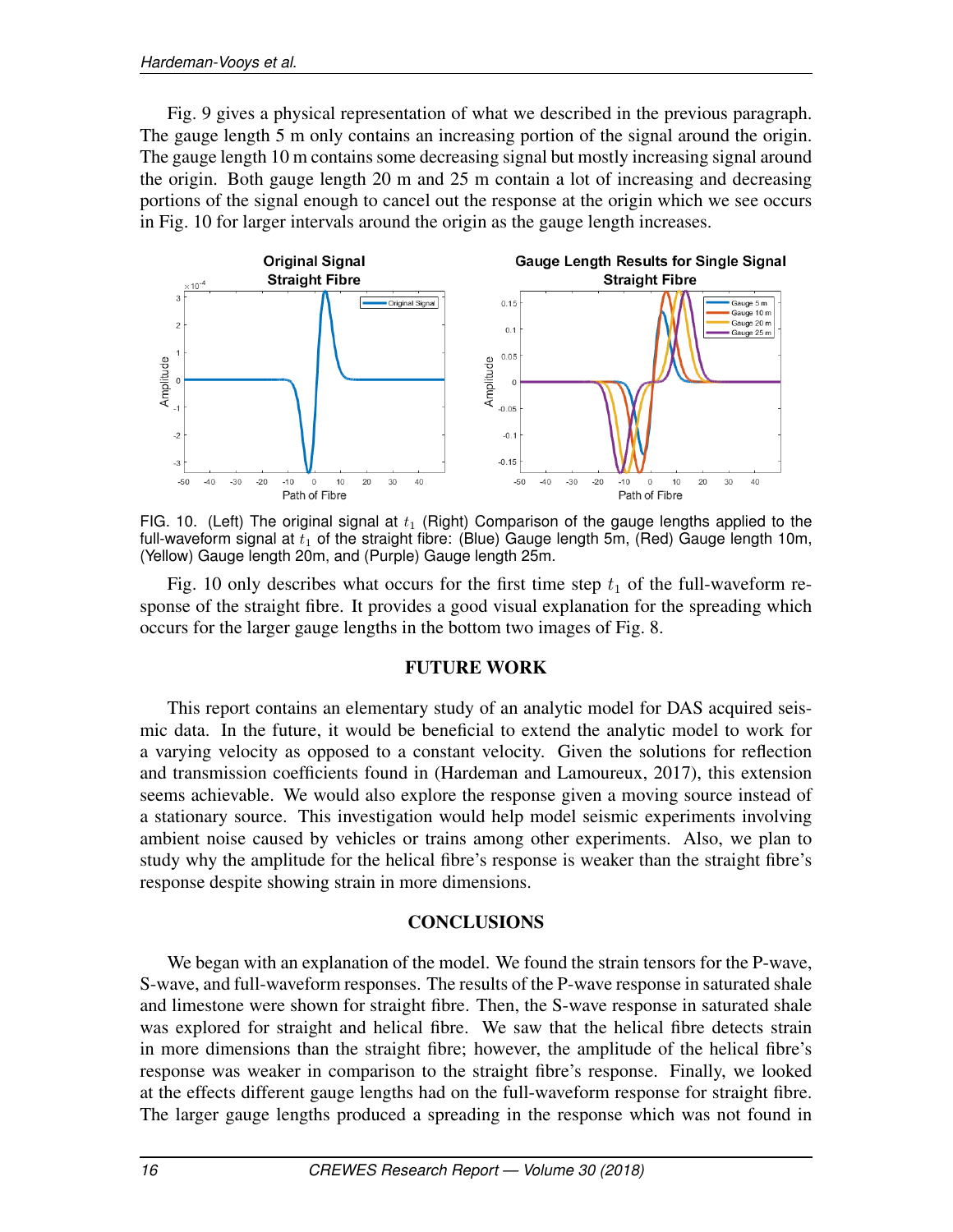Fig. 9 gives a physical representation of what we described in the previous paragraph. The gauge length 5 m only contains an increasing portion of the signal around the origin. The gauge length 10 m contains some decreasing signal but mostly increasing signal around the origin. Both gauge length 20 m and 25 m contain a lot of increasing and decreasing portions of the signal enough to cancel out the response at the origin which we see occurs in Fig. 10 for larger intervals around the origin as the gauge length increases.

FIG. 10. (Left) The original signal at $t_1$ (Right) Comparison of the gauge lengths applied to the full-waveform signal at $t_1$ of the straight fibre: (Blue) Gauge length 5m, (Red) Gauge length 10m, (Yellow) Gauge length 20m, and (Purple) Gauge length 25m.

Fig. 10 only describes what occurs for the first time step $t_1$ of the full-waveform response of the straight fibre. It provides a good visual explanation for the spreading which occurs for the larger gauge lengths in the bottom two images of Fig. 8.

## FUTURE WORK

This report contains an elementary study of an analytic model for DAS acquired seismic data. In the future, it would be beneficial to extend the analytic model to work for a varying velocity as opposed to a constant velocity. Given the solutions for reflection and transmission coefficients found in (Hardeman and Lamoureux, 2017), this extension seems achievable. We would also explore the response given a moving source instead of a stationary source. This investigation would help model seismic experiments involving ambient noise caused by vehicles or trains among other experiments. Also, we plan to study why the amplitude for the helical fibre's response is weaker than the straight fibre's response despite showing strain in more dimensions.

## CONCLUSIONS

We began with an explanation of the model. We found the strain tensors for the P-wave, S-wave, and full-waveform responses. The results of the P-wave response in saturated shale and limestone were shown for straight fibre. Then, the S-wave response in saturated shale was explored for straight and helical fibre. We saw that the helical fibre detects strain in more dimensions than the straight fibre; however, the amplitude of the helical fibre's response was weaker in comparison to the straight fibre's response. Finally, we looked at the effects different gauge lengths had on the full-waveform response for straight fibre. The larger gauge lengths produced a spreading in the response which was not found in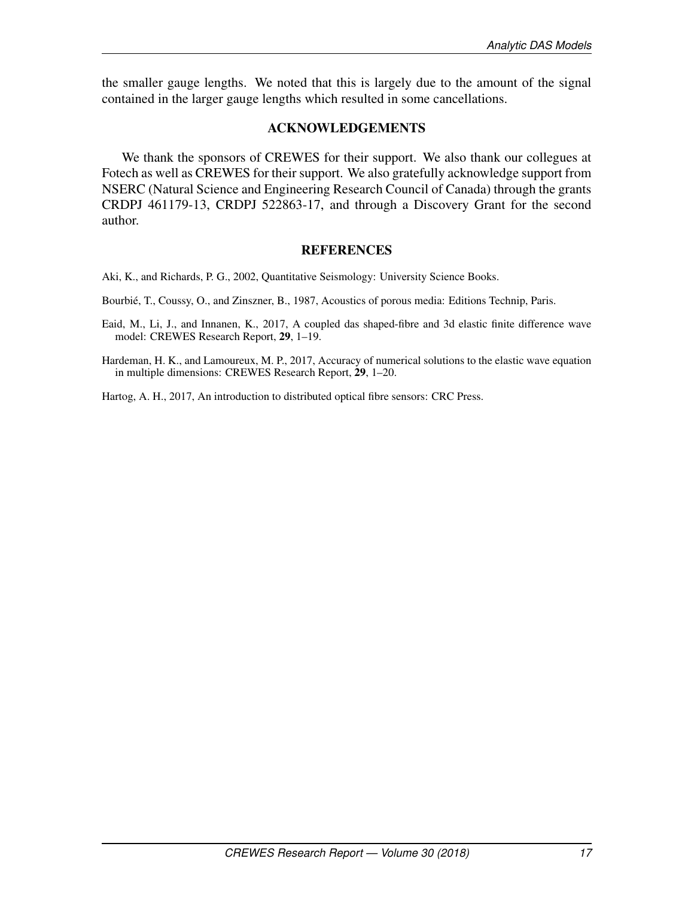the smaller gauge lengths. We noted that this is largely due to the amount of the signal contained in the larger gauge lengths which resulted in some cancellations.

## ACKNOWLEDGEMENTS

We thank the sponsors of CREWES for their support. We also thank our collegues at Fotech as well as CREWES for their support. We also gratefully acknowledge support from NSERC (Natural Science and Engineering Research Council of Canada) through the grants CRDPJ 461179-13, CRDPJ 522863-17, and through a Discovery Grant for the second author.

## REFERENCES

Aki, K., and Richards, P. G., 2002, Quantitative Seismology: University Science Books.

Bourbié, T., Coussy, O., and Zinszner, B., 1987, Acoustics of porous media: Editions Technip, Paris.

Eaid, M., Li, J., and Innanen, K., 2017, A coupled das shaped-fibre and 3d elastic finite difference wave model: CREWES Research Report, **29**, 1–19.

Hardeman, H. K., and Lamoureux, M. P., 2017, Accuracy of numerical solutions to the elastic wave equation in multiple dimensions: CREWES Research Report, **29**, 1–20.

Hartog, A. H., 2017, An introduction to distributed optical fibre sensors: CRC Press.